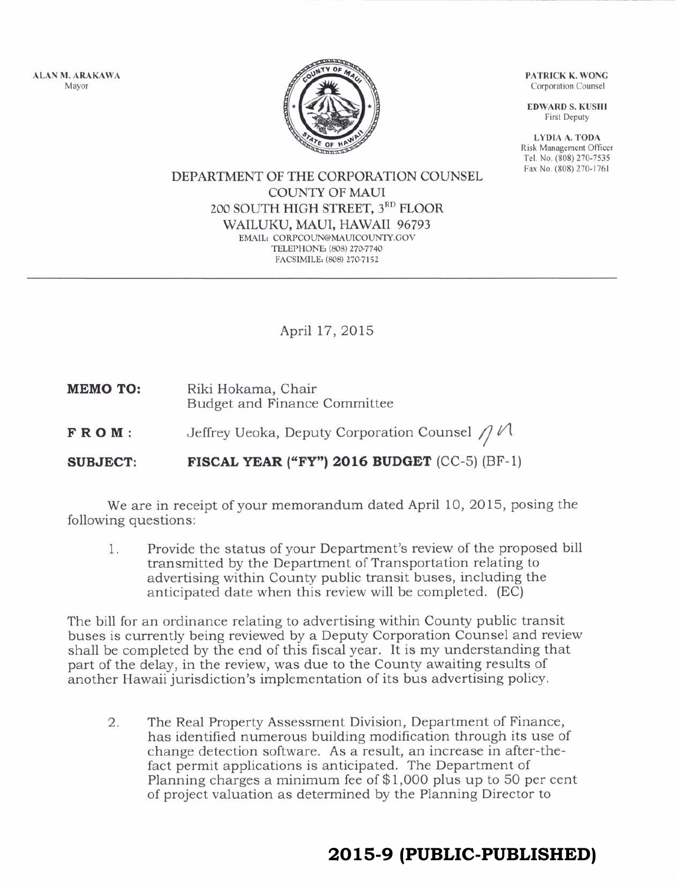ALAN M. ARAKAWA
Mayor

PATRICK K. WONG
Corporation Counsel

EDWARD S. KUSHI
First Deputy

LYDIA A. TODA
Risk Management Officer
Tel. No. (808) 270-7535
Fax No. (808) 270-1761

DEPARTMENT OF THE CORPORATION COUNSEL
COUNTY OF MAUI
200 SOUTH HIGH STREET, 3RD FLOOR
WAILUKU, MAUI, HAWAII 96793
EMAIL: CORPCOUN@MAUICOUNTY.GOV
TELEPHONE: (808) 270-7740
FACSIMILE: (808) 270-7152

---

April 17, 2015

**MEMO TO:** Riki Hokama, Chair
Budget and Finance Committee

**FROM:** Jeffrey Ueoka, Deputy Corporation Counsel

**SUBJECT:** **FISCAL YEAR ("FY") 2016 BUDGET** (CC-5) (BF-1)

We are in receipt of your memorandum dated April 10, 2015, posing the following questions:

1. Provide the status of your Department's review of the proposed bill transmitted by the Department of Transportation relating to advertising within County public transit buses, including the anticipated date when this review will be completed. (EC)

The bill for an ordinance relating to advertising within County public transit buses is currently being reviewed by a Deputy Corporation Counsel and review shall be completed by the end of this fiscal year. It is my understanding that part of the delay, in the review, was due to the County awaiting results of another Hawaii jurisdiction's implementation of its bus advertising policy.

2. The Real Property Assessment Division, Department of Finance, has identified numerous building modification through its use of change detection software. As a result, an increase in after-the-fact permit applications is anticipated. The Department of Planning charges a minimum fee of $1,000 plus up to 50 per cent of project valuation as determined by the Planning Director to

**2015-9 (PUBLIC-PUBLISHED)**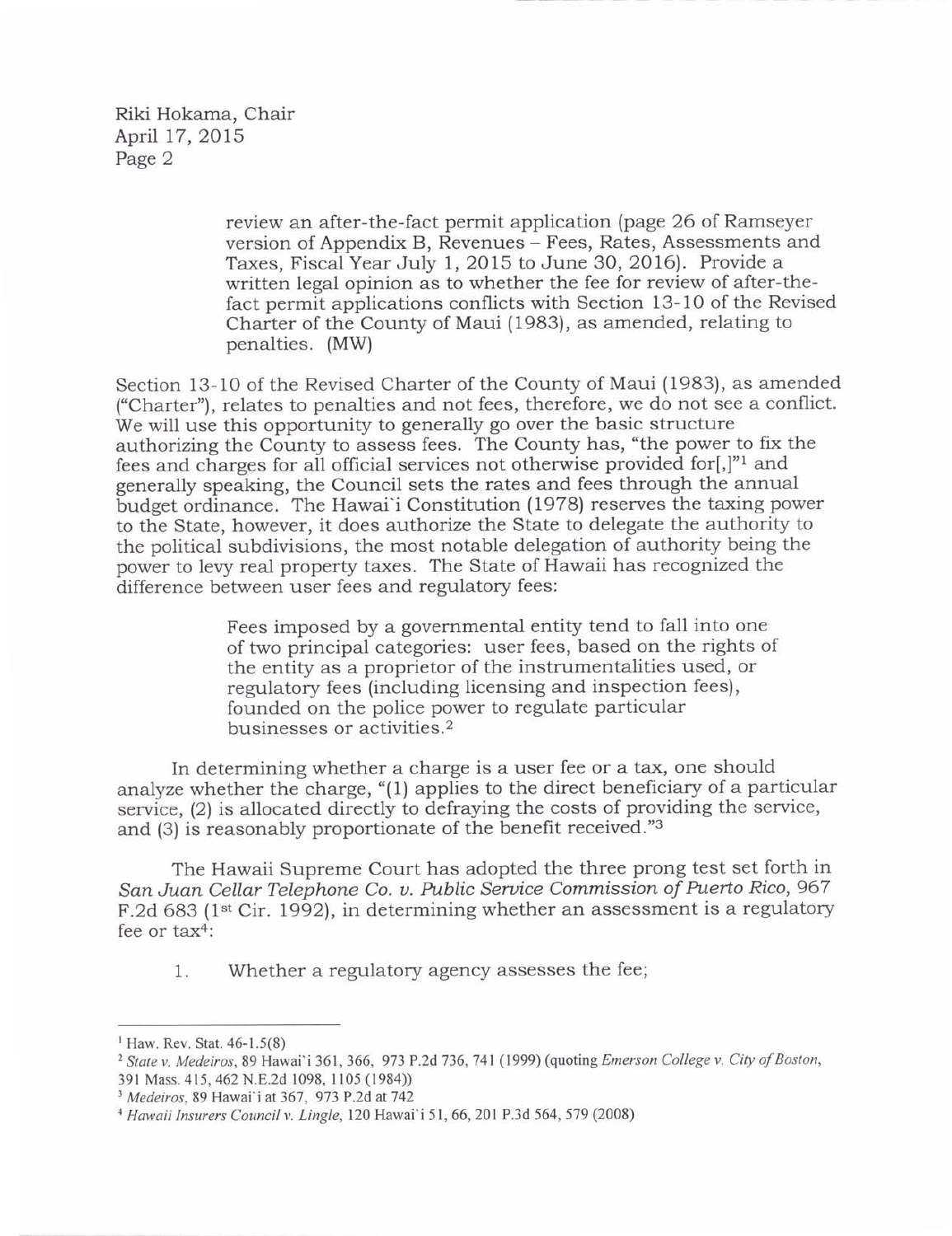review an after-the-fact permit application (page 26 of Ramseyer version of Appendix B, Revenues – Fees, Rates, Assessments and Taxes, Fiscal Year July 1, 2015 to June 30, 2016). Provide a written legal opinion as to whether the fee for review of after-the-fact permit applications conflicts with Section 13-10 of the Revised Charter of the County of Maui (1983), as amended, relating to penalties. (MW)

Section 13-10 of the Revised Charter of the County of Maui (1983), as amended ("Charter"), relates to penalties and not fees, therefore, we do not see a conflict. We will use this opportunity to generally go over the basic structure authorizing the County to assess fees. The County has, "the power to fix the fees and charges for all official services not otherwise provided for[,]"[1] and generally speaking, the Council sets the rates and fees through the annual budget ordinance. The Hawai`i Constitution (1978) reserves the taxing power to the State, however, it does authorize the State to delegate the authority to the political subdivisions, the most notable delegation of authority being the power to levy real property taxes. The State of Hawaii has recognized the difference between user fees and regulatory fees:

> Fees imposed by a governmental entity tend to fall into one of two principal categories: user fees, based on the rights of the entity as a proprietor of the instrumentalities used, or regulatory fees (including licensing and inspection fees), founded on the police power to regulate particular businesses or activities.[2]

In determining whether a charge is a user fee or a tax, one should analyze whether the charge, "(1) applies to the direct beneficiary of a particular service, (2) is allocated directly to defraying the costs of providing the service, and (3) is reasonably proportionate of the benefit received."[3]

The Hawaii Supreme Court has adopted the three prong test set forth in *San Juan Cellar Telephone Co. v. Public Service Commission of Puerto Rico*, 967 F.2d 683 (1st Cir. 1992), in determining whether an assessment is a regulatory fee or tax[4]:

1. Whether a regulatory agency assesses the fee;

---

[1] Haw. Rev. Stat. 46-1.5(8)

[2] *State v. Medeiros*, 89 Hawai`i 361, 366, 973 P.2d 736, 741 (1999) (quoting *Emerson College v. City of Boston*, 391 Mass. 415, 462 N.E.2d 1098, 1105 (1984))

[3] *Medeiros*, 89 Hawai`i at 367, 973 P.2d at 742

[4] *Hawaii Insurers Council v. Lingle*, 120 Hawai`i 51, 66, 201 P.3d 564, 579 (2008)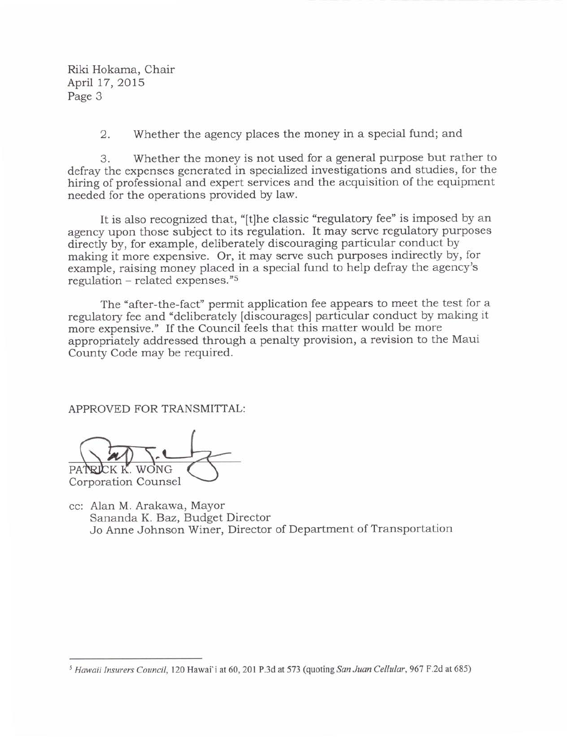2. Whether the agency places the money in a special fund; and

3. Whether the money is not used for a general purpose but rather to defray the expenses generated in specialized investigations and studies, for the hiring of professional and expert services and the acquisition of the equipment needed for the operations provided by law.

It is also recognized that, "[t]he classic "regulatory fee" is imposed by an agency upon those subject to its regulation. It may serve regulatory purposes directly by, for example, deliberately discouraging particular conduct by making it more expensive. Or, it may serve such purposes indirectly by, for example, raising money placed in a special fund to help defray the agency's regulation – related expenses."[5]

The "after-the-fact" permit application fee appears to meet the test for a regulatory fee and "deliberately [discourages] particular conduct by making it more expensive." If the Council feels that this matter would be more appropriately addressed through a penalty provision, a revision to the Maui County Code may be required.

APPROVED FOR TRANSMITTAL:

PATRICK K. WONG
Corporation Counsel

cc: Alan M. Arakawa, Mayor
Sananda K. Baz, Budget Director
Jo Anne Johnson Winer, Director of Department of Transportation

---

[5] *Hawaii Insurers Council*, 120 Hawai`i at 60, 201 P.3d at 573 (quoting *San Juan Cellular*, 967 F.2d at 685)